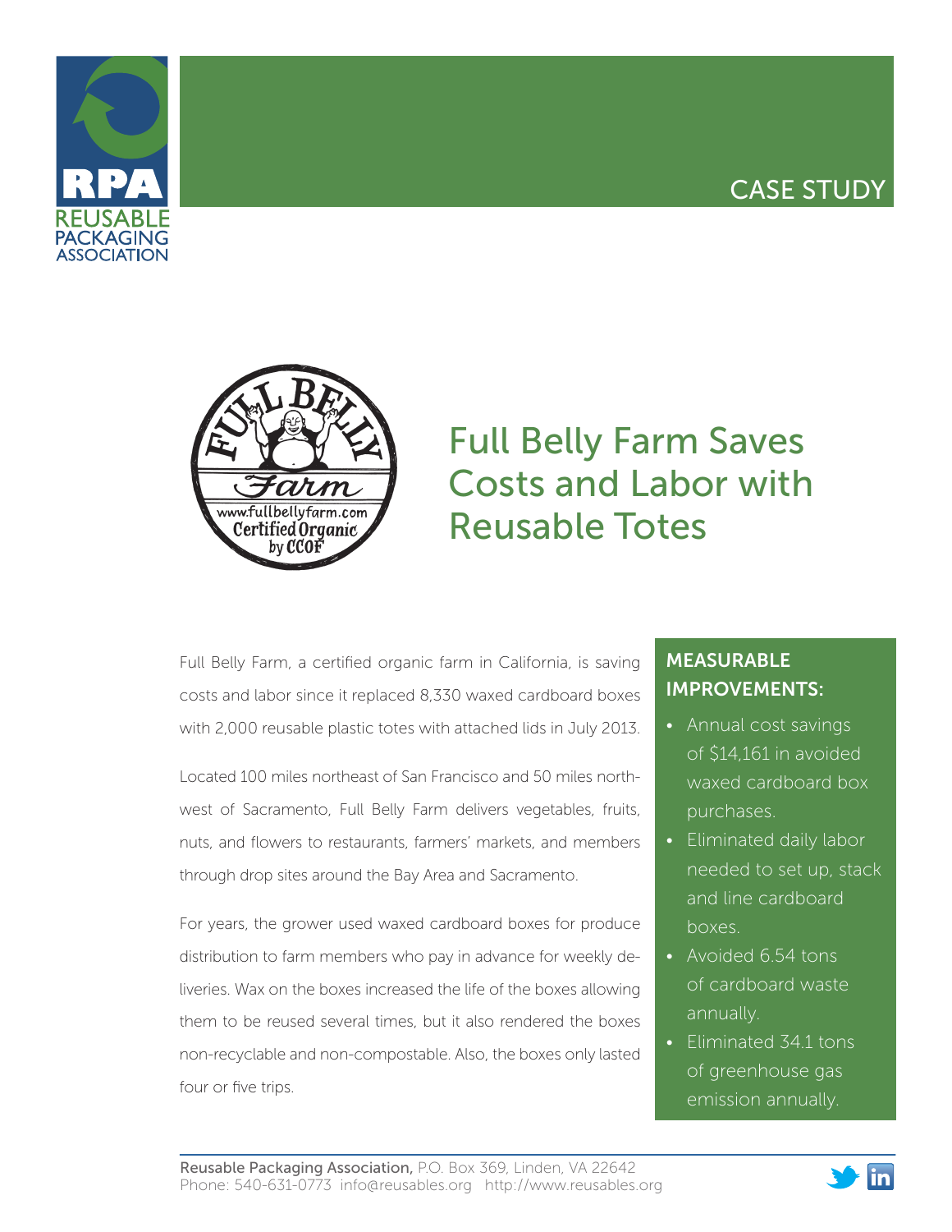CASE STUDY

# Full Belly Farm Saves Costs and Labor with Reusable Totes

Full Belly Farm, a certified organic farm in California, is saving costs and labor since it replaced 8,330 waxed cardboard boxes with 2,000 reusable plastic totes with attached lids in July 2013.

Located 100 miles northeast of San Francisco and 50 miles northwest of Sacramento, Full Belly Farm delivers vegetables, fruits, nuts, and flowers to restaurants, farmers' markets, and members through drop sites around the Bay Area and Sacramento.

For years, the grower used waxed cardboard boxes for produce distribution to farm members who pay in advance for weekly deliveries. Wax on the boxes increased the life of the boxes allowing them to be reused several times, but it also rendered the boxes non-recyclable and non-compostable. Also, the boxes only lasted four or five trips.

## MEASURABLE IMPROVEMENTS:

- Annual cost savings of $14,161 in avoided waxed cardboard box purchases.
- Eliminated daily labor needed to set up, stack and line cardboard boxes.
- Avoided 6.54 tons of cardboard waste annually.
- Eliminated 34.1 tons of greenhouse gas emission annually.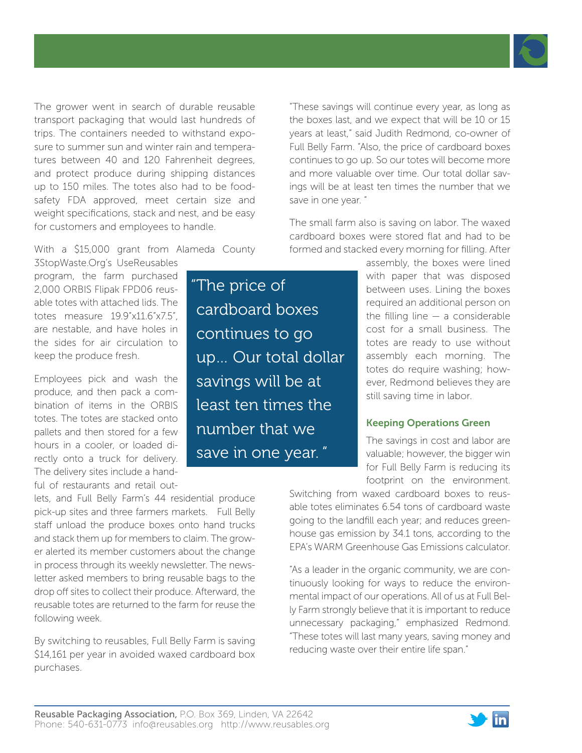The grower went in search of durable reusable transport packaging that would last hundreds of trips. The containers needed to withstand exposure to summer sun and winter rain and temperatures between 40 and 120 Fahrenheit degrees, and protect produce during shipping distances up to 150 miles. The totes also had to be food-safety FDA approved, meet certain size and weight specifications, stack and nest, and be easy for customers and employees to handle.

With a $15,000 grant from Alameda County 3StopWaste.Org's UseReusables program, the farm purchased 2,000 ORBIS Flipak FPD06 reusable totes with attached lids. The totes measure 19.9"x11.6"x7.5", are nestable, and have holes in the sides for air circulation to keep the produce fresh.

Employees pick and wash the produce, and then pack a combination of items in the ORBIS totes. The totes are stacked onto pallets and then stored for a few hours in a cooler, or loaded directly onto a truck for delivery. The delivery sites include a handful of restaurants and retail outlets, and Full Belly Farm's 44 residential produce pick-up sites and three farmers markets. Full Belly staff unload the produce boxes onto hand trucks and stack them up for members to claim. The grower alerted its member customers about the change in process through its weekly newsletter. The newsletter asked members to bring reusable bags to the drop off sites to collect their produce. Afterward, the reusable totes are returned to the farm for reuse the following week.

By switching to reusables, Full Belly Farm is saving $14,161 per year in avoided waxed cardboard box purchases.

> "The price of cardboard boxes continues to go up... Our total dollar savings will be at least ten times the number that we save in one year."

"These savings will continue every year, as long as the boxes last, and we expect that will be 10 or 15 years at least," said Judith Redmond, co-owner of Full Belly Farm. "Also, the price of cardboard boxes continues to go up. So our totes will become more and more valuable over time. Our total dollar savings will be at least ten times the number that we save in one year."

The small farm also is saving on labor. The waxed cardboard boxes were stored flat and had to be formed and stacked every morning for filling. After assembly, the boxes were lined with paper that was disposed between uses. Lining the boxes required an additional person on the filling line — a considerable cost for a small business. The totes are ready to use without assembly each morning. The totes do require washing; however, Redmond believes they are still saving time in labor.

### Keeping Operations Green

The savings in cost and labor are valuable; however, the bigger win for Full Belly Farm is reducing its footprint on the environment. Switching from waxed cardboard boxes to reusable totes eliminates 6.54 tons of cardboard waste going to the landfill each year; and reduces greenhouse gas emission by 34.1 tons, according to the EPA's WARM Greenhouse Gas Emissions calculator.

"As a leader in the organic community, we are continuously looking for ways to reduce the environmental impact of our operations. All of us at Full Belly Farm strongly believe that it is important to reduce unnecessary packaging," emphasized Redmond. "These totes will last many years, saving money and reducing waste over their entire life span."

**Reusable Packaging Association,** P.O. Box 369, Linden, VA 22642
Phone: 540-631-0773 info@reusables.org http://www.reusables.org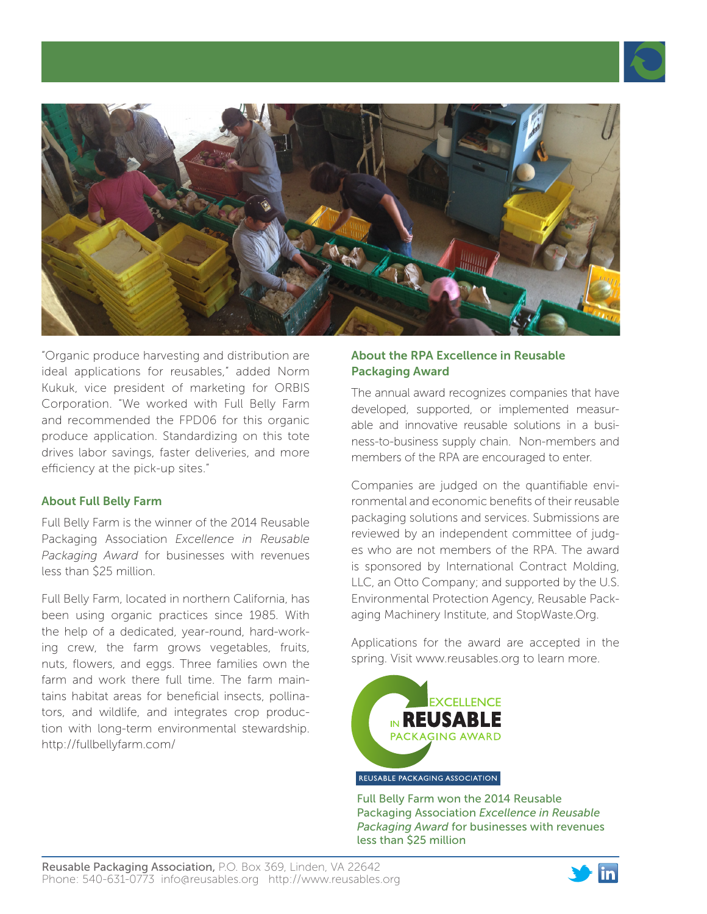"Organic produce harvesting and distribution are ideal applications for reusables," added Norm Kukuk, vice president of marketing for ORBIS Corporation. "We worked with Full Belly Farm and recommended the FPD06 for this organic produce application. Standardizing on this tote drives labor savings, faster deliveries, and more efficiency at the pick-up sites."

### About Full Belly Farm

Full Belly Farm is the winner of the 2014 Reusable Packaging Association *Excellence in Reusable Packaging Award* for businesses with revenues less than $25 million.

Full Belly Farm, located in northern California, has been using organic practices since 1985. With the help of a dedicated, year-round, hard-working crew, the farm grows vegetables, fruits, nuts, flowers, and eggs. Three families own the farm and work there full time. The farm maintains habitat areas for beneficial insects, pollinators, and wildlife, and integrates crop production with long-term environmental stewardship. http://fullbellyfarm.com/

### About the RPA Excellence in Reusable Packaging Award

The annual award recognizes companies that have developed, supported, or implemented measurable and innovative reusable solutions in a business-to-business supply chain. Non-members and members of the RPA are encouraged to enter.

Companies are judged on the quantifiable environmental and economic benefits of their reusable packaging solutions and services. Submissions are reviewed by an independent committee of judges who are not members of the RPA. The award is sponsored by International Contract Molding, LLC, an Otto Company; and supported by the U.S. Environmental Protection Agency, Reusable Packaging Machinery Institute, and StopWaste.Org.

Applications for the award are accepted in the spring. Visit www.reusables.org to learn more.

EXCELLENCE IN REUSABLE PACKAGING AWARD

REUSABLE PACKAGING ASSOCIATION

Full Belly Farm won the 2014 Reusable Packaging Association *Excellence in Reusable Packaging Award* for businesses with revenues less than $25 million

**Reusable Packaging Association,** P.O. Box 369, Linden, VA 22642
Phone: 540-631-0773 info@reusables.org http://www.reusables.org